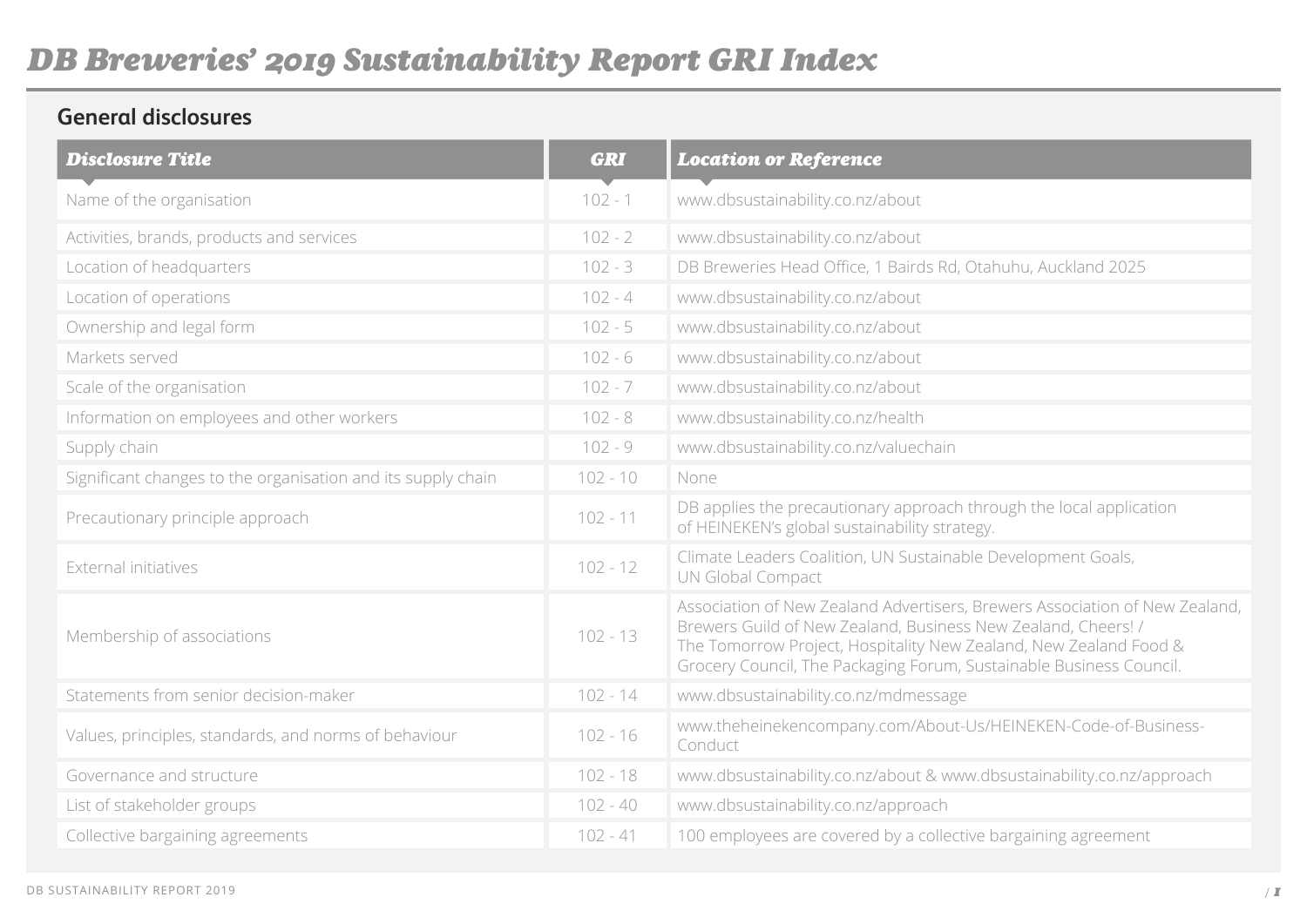# DB Breweries' 2019 Sustainability Report GRI Index

## General disclosures

| Disclosure Title | GRI | Location or Reference |
|---|---|---|
| Name of the organisation | 102 - 1 | www.dbsustainability.co.nz/about |
| Activities, brands, products and services | 102 - 2 | www.dbsustainability.co.nz/about |
| Location of headquarters | 102 - 3 | DB Breweries Head Office, 1 Bairds Rd, Otahuhu, Auckland 2025 |
| Location of operations | 102 - 4 | www.dbsustainability.co.nz/about |
| Ownership and legal form | 102 - 5 | www.dbsustainability.co.nz/about |
| Markets served | 102 - 6 | www.dbsustainability.co.nz/about |
| Scale of the organisation | 102 - 7 | www.dbsustainability.co.nz/about |
| Information on employees and other workers | 102 - 8 | www.dbsustainability.co.nz/health |
| Supply chain | 102 - 9 | www.dbsustainability.co.nz/valuechain |
| Significant changes to the organisation and its supply chain | 102 - 10 | None |
| Precautionary principle approach | 102 - 11 | DB applies the precautionary approach through the local application of HEINEKEN's global sustainability strategy. |
| External initiatives | 102 - 12 | Climate Leaders Coalition, UN Sustainable Development Goals, UN Global Compact |
| Membership of associations | 102 - 13 | Association of New Zealand Advertisers, Brewers Association of New Zealand, Brewers Guild of New Zealand, Business New Zealand, Cheers! / The Tomorrow Project, Hospitality New Zealand, New Zealand Food & Grocery Council, The Packaging Forum, Sustainable Business Council. |
| Statements from senior decision-maker | 102 - 14 | www.dbsustainability.co.nz/mdmessage |
| Values, principles, standards, and norms of behaviour | 102 - 16 | www.theheinekencompany.com/About-Us/HEINEKEN-Code-of-Business-Conduct |
| Governance and structure | 102 - 18 | www.dbsustainability.co.nz/about & www.dbsustainability.co.nz/approach |
| List of stakeholder groups | 102 - 40 | www.dbsustainability.co.nz/approach |
| Collective bargaining agreements | 102 - 41 | 100 employees are covered by a collective bargaining agreement |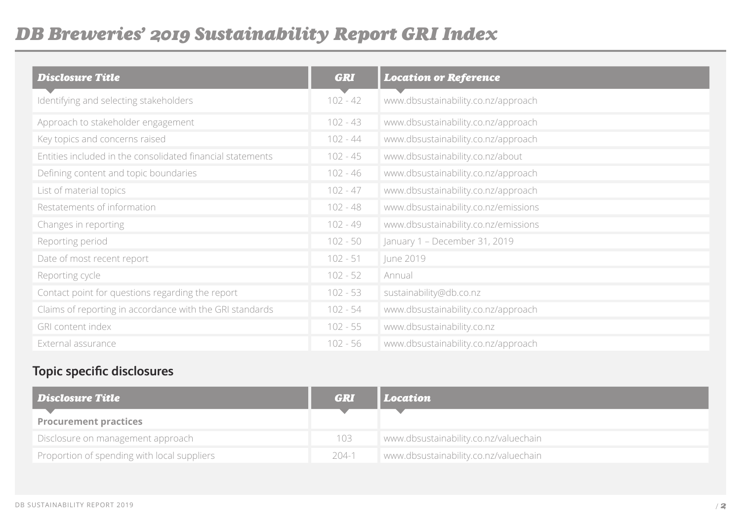# DB Breweries' 2019 Sustainability Report GRI Index

| Disclosure Title | GRI | Location or Reference |
| --- | --- | --- |
| Identifying and selecting stakeholders | 102 - 42 | www.dbsustainability.co.nz/approach |
| Approach to stakeholder engagement | 102 - 43 | www.dbsustainability.co.nz/approach |
| Key topics and concerns raised | 102 - 44 | www.dbsustainability.co.nz/approach |
| Entities included in the consolidated financial statements | 102 - 45 | www.dbsustainability.co.nz/about |
| Defining content and topic boundaries | 102 - 46 | www.dbsustainability.co.nz/approach |
| List of material topics | 102 - 47 | www.dbsustainability.co.nz/approach |
| Restatements of information | 102 - 48 | www.dbsustainability.co.nz/emissions |
| Changes in reporting | 102 - 49 | www.dbsustainability.co.nz/emissions |
| Reporting period | 102 - 50 | January 1 – December 31, 2019 |
| Date of most recent report | 102 - 51 | June 2019 |
| Reporting cycle | 102 - 52 | Annual |
| Contact point for questions regarding the report | 102 - 53 | sustainability@db.co.nz |
| Claims of reporting in accordance with the GRI standards | 102 - 54 | www.dbsustainability.co.nz/approach |
| GRI content index | 102 - 55 | www.dbsustainability.co.nz |
| External assurance | 102 - 56 | www.dbsustainability.co.nz/approach |

## Topic specific disclosures

| Disclosure Title | GRI | Location |
| --- | --- | --- |
| **Procurement practices** | | |
| Disclosure on management approach | 103 | www.dbsustainability.co.nz/valuechain |
| Proportion of spending with local suppliers | 204-1 | www.dbsustainability.co.nz/valuechain |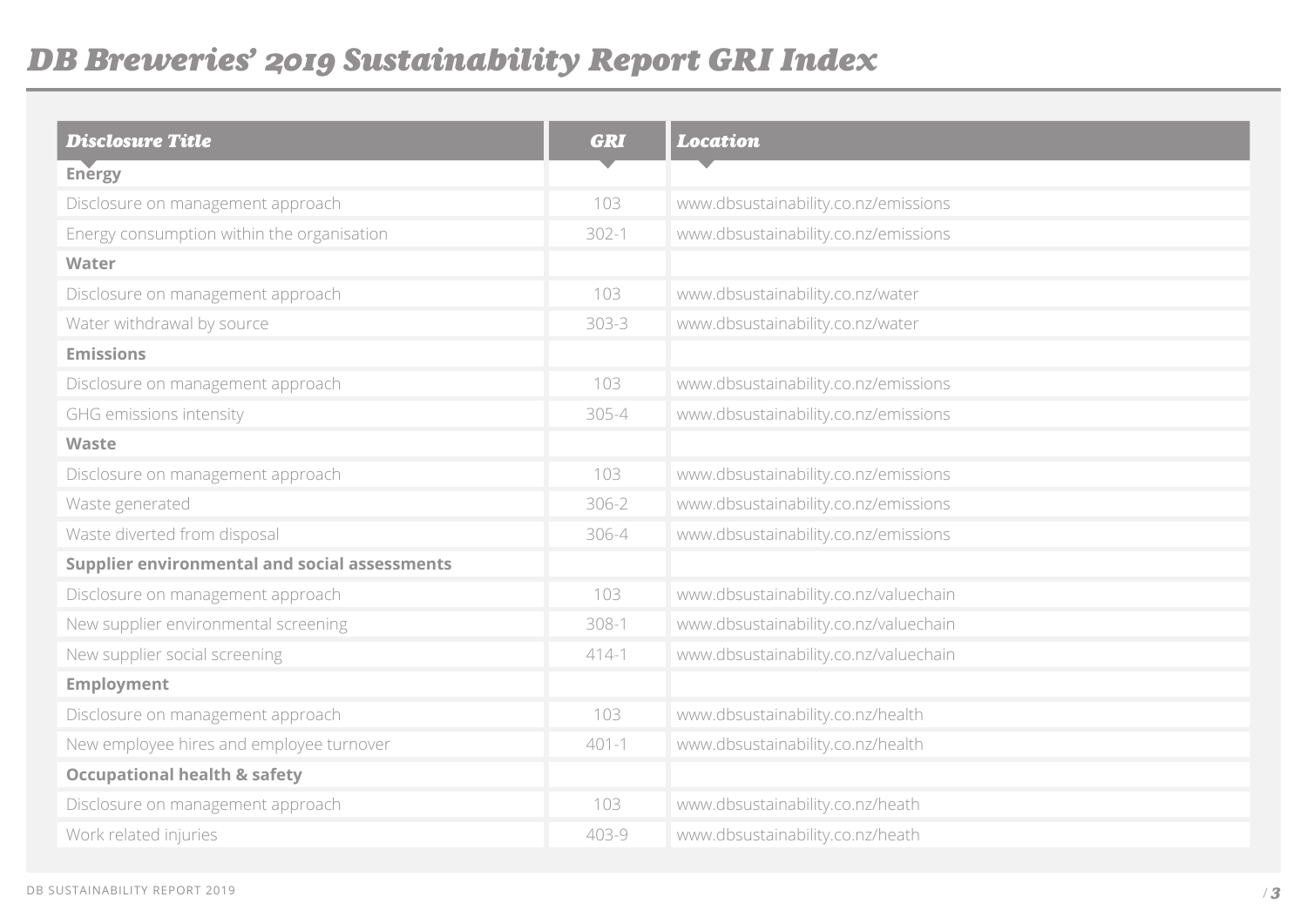# DB Breweries' 2019 Sustainability Report GRI Index

| Disclosure Title | GRI | Location |
|---|---|---|
| **Energy** | | |
| Disclosure on management approach | 103 | www.dbsustainability.co.nz/emissions |
| Energy consumption within the organisation | 302-1 | www.dbsustainability.co.nz/emissions |
| **Water** | | |
| Disclosure on management approach | 103 | www.dbsustainability.co.nz/water |
| Water withdrawal by source | 303-3 | www.dbsustainability.co.nz/water |
| **Emissions** | | |
| Disclosure on management approach | 103 | www.dbsustainability.co.nz/emissions |
| GHG emissions intensity | 305-4 | www.dbsustainability.co.nz/emissions |
| **Waste** | | |
| Disclosure on management approach | 103 | www.dbsustainability.co.nz/emissions |
| Waste generated | 306-2 | www.dbsustainability.co.nz/emissions |
| Waste diverted from disposal | 306-4 | www.dbsustainability.co.nz/emissions |
| **Supplier environmental and social assessments** | | |
| Disclosure on management approach | 103 | www.dbsustainability.co.nz/valuechain |
| New supplier environmental screening | 308-1 | www.dbsustainability.co.nz/valuechain |
| New supplier social screening | 414-1 | www.dbsustainability.co.nz/valuechain |
| **Employment** | | |
| Disclosure on management approach | 103 | www.dbsustainability.co.nz/health |
| New employee hires and employee turnover | 401-1 | www.dbsustainability.co.nz/health |
| **Occupational health & safety** | | |
| Disclosure on management approach | 103 | www.dbsustainability.co.nz/heath |
| Work related injuries | 403-9 | www.dbsustainability.co.nz/heath |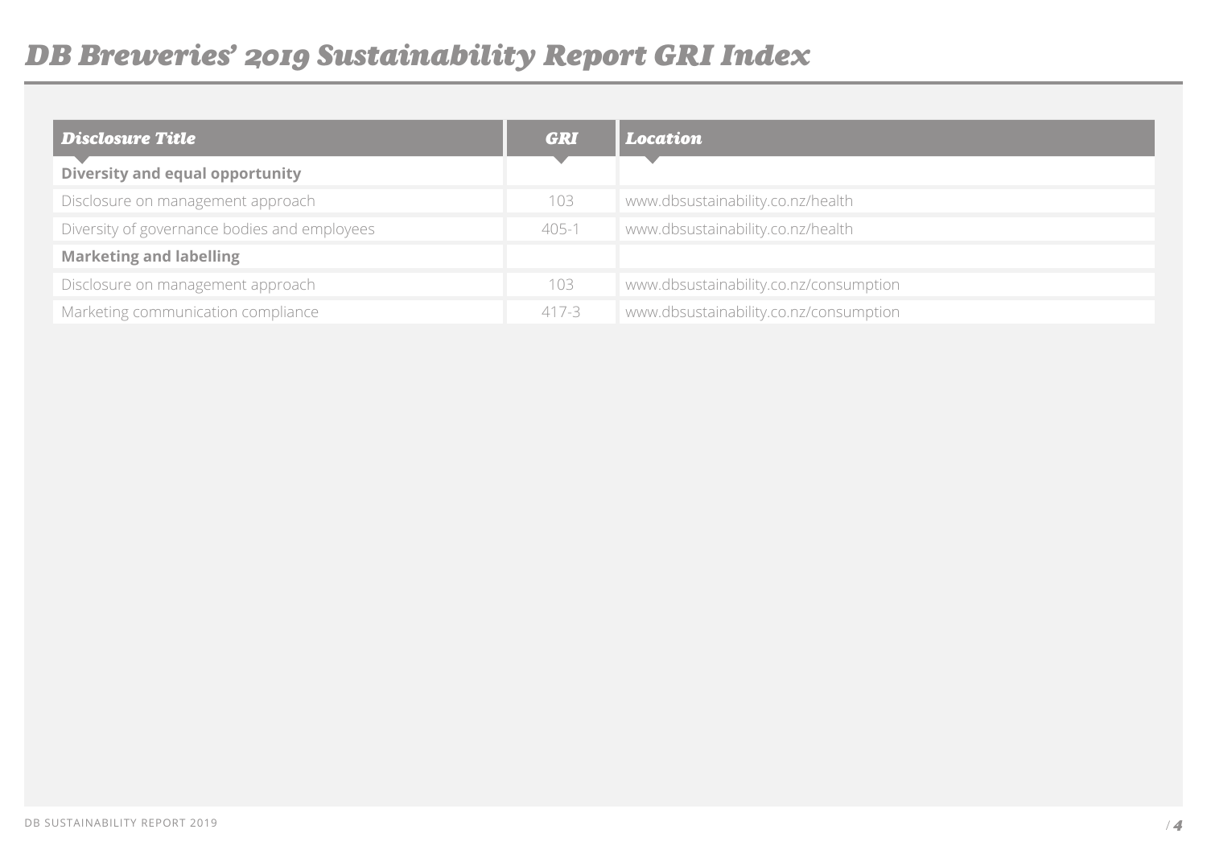# DB Breweries' 2019 Sustainability Report GRI Index

| Disclosure Title | GRI | Location |
|---|---|---|
| **Diversity and equal opportunity** | | |
| Disclosure on management approach | 103 | www.dbsustainability.co.nz/health |
| Diversity of governance bodies and employees | 405-1 | www.dbsustainability.co.nz/health |
| **Marketing and labelling** | | |
| Disclosure on management approach | 103 | www.dbsustainability.co.nz/consumption |
| Marketing communication compliance | 417-3 | www.dbsustainability.co.nz/consumption |